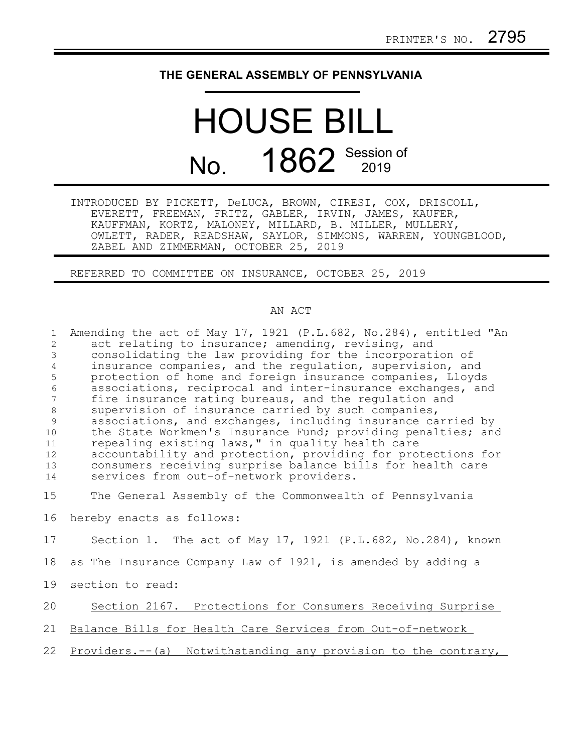PRINTER'S NO. 2795

# THE GENERAL ASSEMBLY OF PENNSYLVANIA

# HOUSE BILL

## No. 1862 Session of 2019

INTRODUCED BY PICKETT, DeLUCA, BROWN, CIRESI, COX, DRISCOLL, EVERETT, FREEMAN, FRITZ, GABLER, IRVIN, JAMES, KAUFER, KAUFFMAN, KORTZ, MALONEY, MILLARD, B. MILLER, MULLERY, OWLETT, RADER, READSHAW, SAYLOR, SIMMONS, WARREN, YOUNGBLOOD, ZABEL AND ZIMMERMAN, OCTOBER 25, 2019

REFERRED TO COMMITTEE ON INSURANCE, OCTOBER 25, 2019

AN ACT

Amending the act of May 17, 1921 (P.L.682, No.284), entitled "An act relating to insurance; amending, revising, and consolidating the law providing for the incorporation of insurance companies, and the regulation, supervision, and protection of home and foreign insurance companies, Lloyds associations, reciprocal and inter-insurance exchanges, and fire insurance rating bureaus, and the regulation and supervision of insurance carried by such companies, associations, and exchanges, including insurance carried by the State Workmen's Insurance Fund; providing penalties; and repealing existing laws," in quality health care accountability and protection, providing for protections for consumers receiving surprise balance bills for health care services from out-of-network providers.

The General Assembly of the Commonwealth of Pennsylvania hereby enacts as follows:

Section 1. The act of May 17, 1921 (P.L.682, No.284), known as The Insurance Company Law of 1921, is amended by adding a section to read:

<u>Section 2167. Protections for Consumers Receiving Surprise Balance Bills for Health Care Services from Out-of-network Providers.--(a) Notwithstanding any provision to the contrary,</u>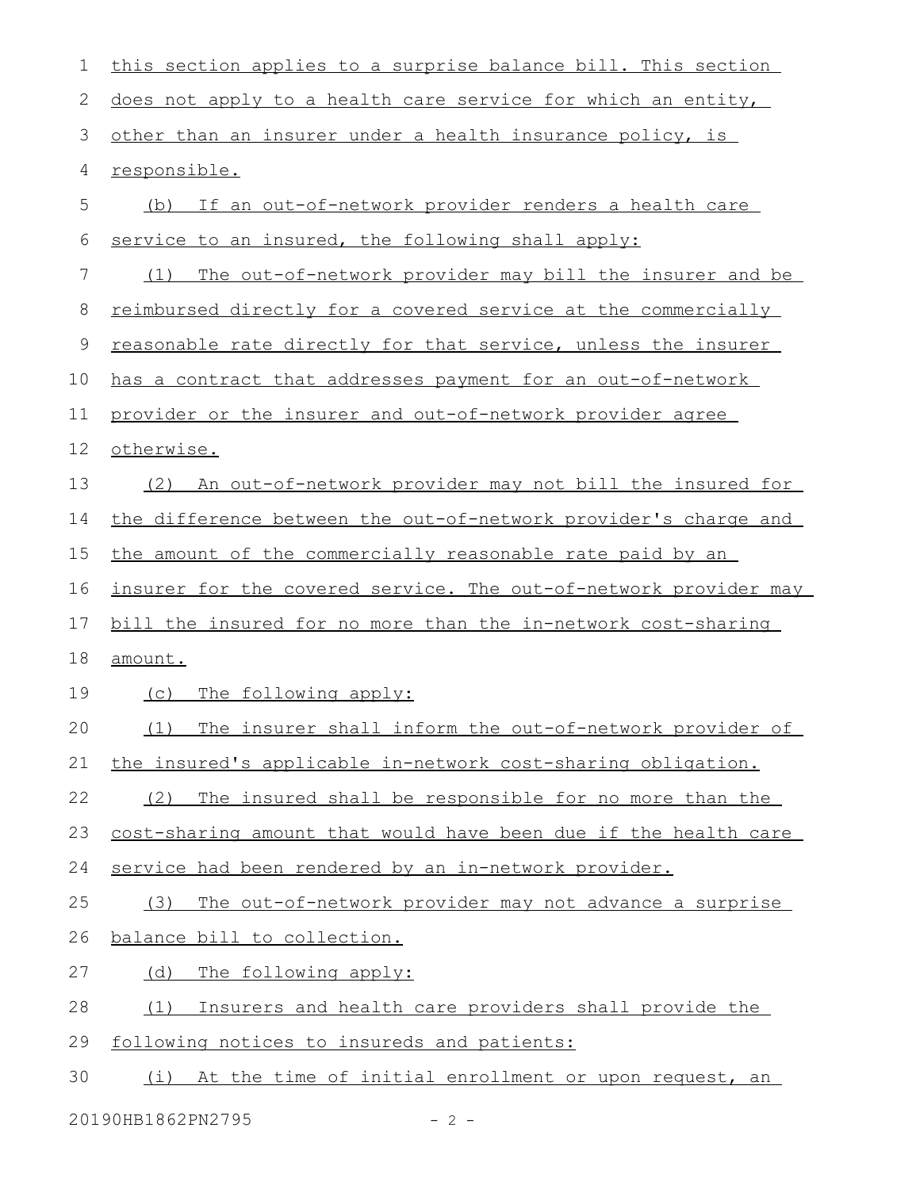this section applies to a surprise balance bill. This section does not apply to a health care service for which an entity, other than an insurer under a health insurance policy, is responsible.

(b) If an out-of-network provider renders a health care service to an insured, the following shall apply:

(1) The out-of-network provider may bill the insurer and be reimbursed directly for a covered service at the commercially reasonable rate directly for that service, unless the insurer has a contract that addresses payment for an out-of-network provider or the insurer and out-of-network provider agree otherwise.

(2) An out-of-network provider may not bill the insured for the difference between the out-of-network provider's charge and the amount of the commercially reasonable rate paid by an insurer for the covered service. The out-of-network provider may bill the insured for no more than the in-network cost-sharing amount.

(c) The following apply:

(1) The insurer shall inform the out-of-network provider of the insured's applicable in-network cost-sharing obligation.

(2) The insured shall be responsible for no more than the cost-sharing amount that would have been due if the health care service had been rendered by an in-network provider.

(3) The out-of-network provider may not advance a surprise balance bill to collection.

(d) The following apply:

(1) Insurers and health care providers shall provide the following notices to insureds and patients:

(i) At the time of initial enrollment or upon request, an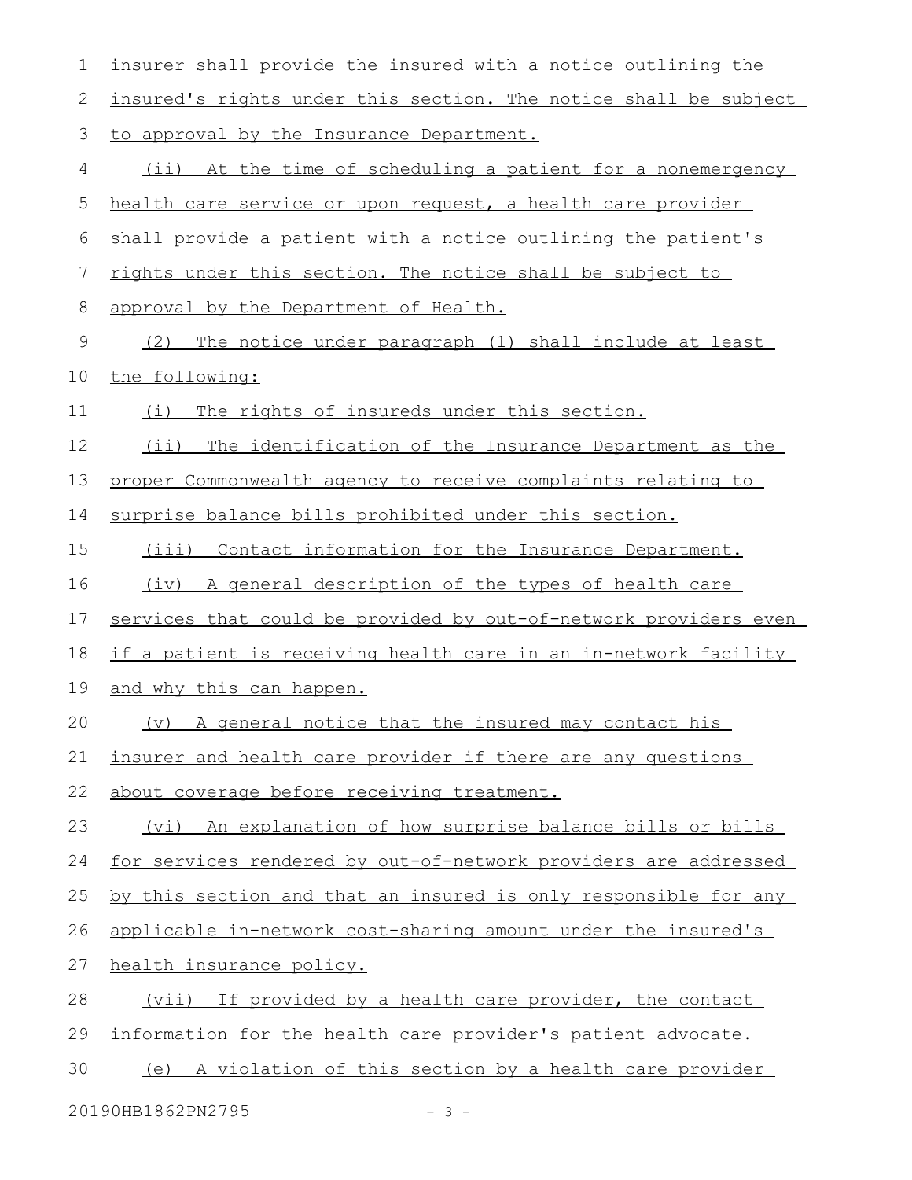insurer shall provide the insured with a notice outlining the insured's rights under this section. The notice shall be subject to approval by the Insurance Department.

(ii) At the time of scheduling a patient for a nonemergency health care service or upon request, a health care provider shall provide a patient with a notice outlining the patient's rights under this section. The notice shall be subject to approval by the Department of Health.

(2) The notice under paragraph (1) shall include at least the following:

(i) The rights of insureds under this section.

(ii) The identification of the Insurance Department as the proper Commonwealth agency to receive complaints relating to surprise balance bills prohibited under this section.

(iii) Contact information for the Insurance Department.

(iv) A general description of the types of health care services that could be provided by out-of-network providers even if a patient is receiving health care in an in-network facility and why this can happen.

(v) A general notice that the insured may contact his insurer and health care provider if there are any questions about coverage before receiving treatment.

(vi) An explanation of how surprise balance bills or bills for services rendered by out-of-network providers are addressed by this section and that an insured is only responsible for any applicable in-network cost-sharing amount under the insured's health insurance policy.

(vii) If provided by a health care provider, the contact information for the health care provider's patient advocate.

(e) A violation of this section by a health care provider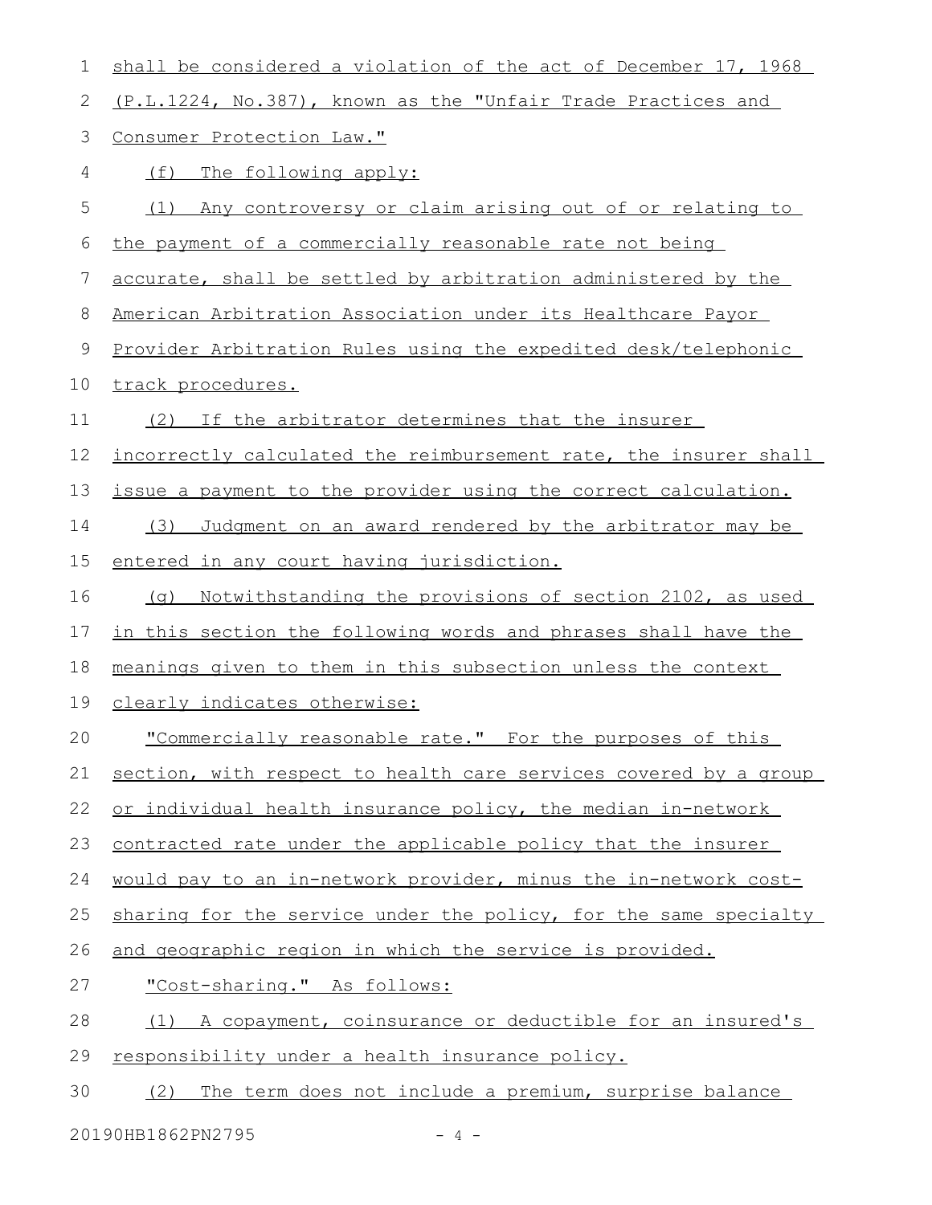shall be considered a violation of the act of December 17, 1968 (P.L.1224, No.387), known as the "Unfair Trade Practices and Consumer Protection Law."

(f) The following apply:

(1) Any controversy or claim arising out of or relating to the payment of a commercially reasonable rate not being accurate, shall be settled by arbitration administered by the American Arbitration Association under its Healthcare Payor Provider Arbitration Rules using the expedited desk/telephonic track procedures.

(2) If the arbitrator determines that the insurer incorrectly calculated the reimbursement rate, the insurer shall issue a payment to the provider using the correct calculation.

(3) Judgment on an award rendered by the arbitrator may be entered in any court having jurisdiction.

(g) Notwithstanding the provisions of section 2102, as used in this section the following words and phrases shall have the meanings given to them in this subsection unless the context clearly indicates otherwise:

"Commercially reasonable rate." For the purposes of this section, with respect to health care services covered by a group or individual health insurance policy, the median in-network contracted rate under the applicable policy that the insurer would pay to an in-network provider, minus the in-network cost-sharing for the service under the policy, for the same specialty and geographic region in which the service is provided.

"Cost-sharing." As follows:

(1) A copayment, coinsurance or deductible for an insured's responsibility under a health insurance policy.

(2) The term does not include a premium, surprise balance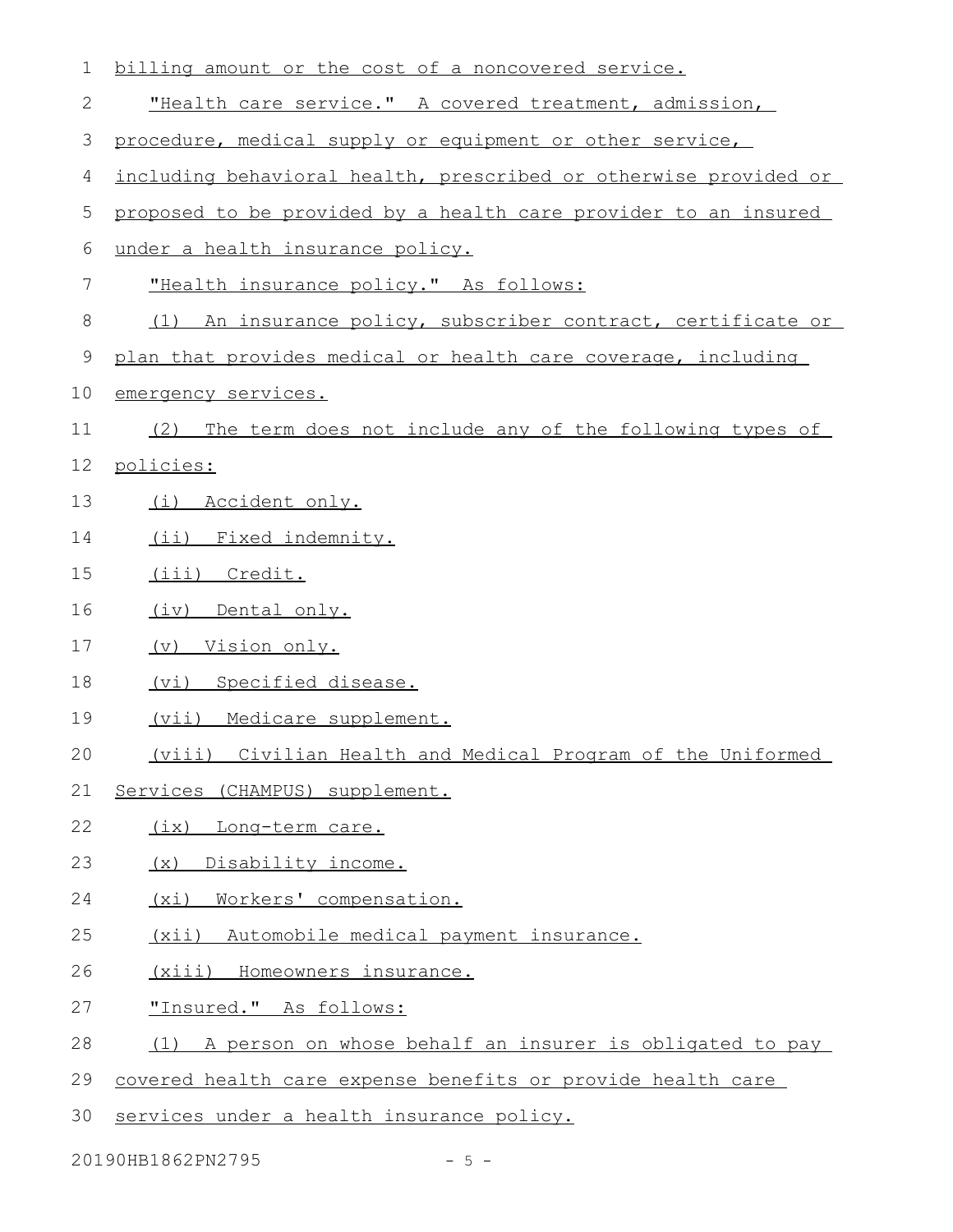billing amount or the cost of a noncovered service.

"Health care service." A covered treatment, admission, procedure, medical supply or equipment or other service, including behavioral health, prescribed or otherwise provided or proposed to be provided by a health care provider to an insured under a health insurance policy.

"Health insurance policy." As follows:

(1) An insurance policy, subscriber contract, certificate or plan that provides medical or health care coverage, including emergency services.

(2) The term does not include any of the following types of policies:

(i) Accident only.

(ii) Fixed indemnity.

(iii) Credit.

(iv) Dental only.

(v) Vision only.

(vi) Specified disease.

(vii) Medicare supplement.

(viii) Civilian Health and Medical Program of the Uniformed Services (CHAMPUS) supplement.

(ix) Long-term care.

(x) Disability income.

(xi) Workers' compensation.

(xii) Automobile medical payment insurance.

(xiii) Homeowners insurance.

"Insured." As follows:

(1) A person on whose behalf an insurer is obligated to pay covered health care expense benefits or provide health care services under a health insurance policy.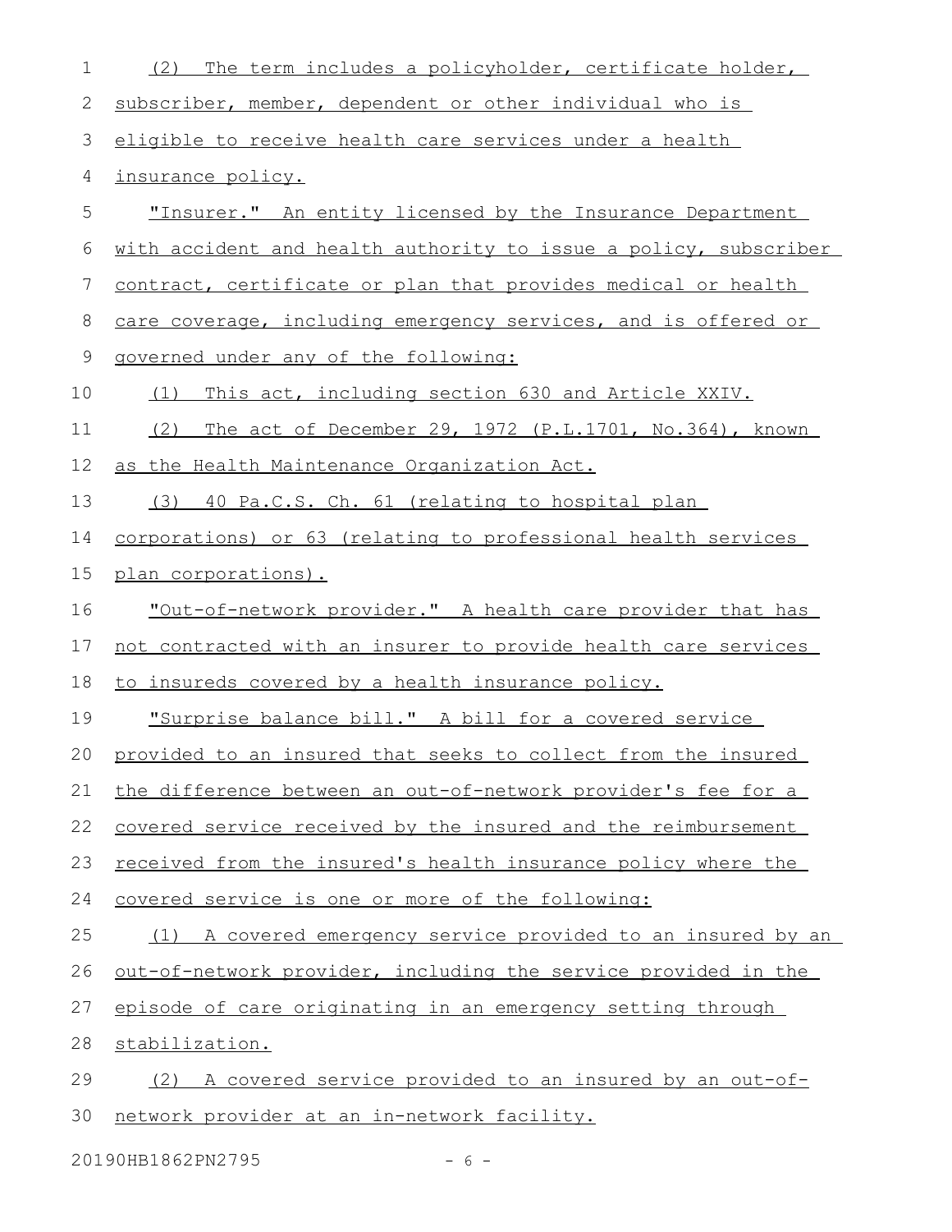(2) The term includes a policyholder, certificate holder, subscriber, member, dependent or other individual who is eligible to receive health care services under a health insurance policy.

"Insurer." An entity licensed by the Insurance Department with accident and health authority to issue a policy, subscriber contract, certificate or plan that provides medical or health care coverage, including emergency services, and is offered or governed under any of the following:

(1) This act, including section 630 and Article XXIV.

(2) The act of December 29, 1972 (P.L.1701, No.364), known as the Health Maintenance Organization Act.

(3) 40 Pa.C.S. Ch. 61 (relating to hospital plan corporations) or 63 (relating to professional health services plan corporations).

"Out-of-network provider." A health care provider that has not contracted with an insurer to provide health care services to insureds covered by a health insurance policy.

"Surprise balance bill." A bill for a covered service provided to an insured that seeks to collect from the insured the difference between an out-of-network provider's fee for a covered service received by the insured and the reimbursement received from the insured's health insurance policy where the covered service is one or more of the following:

(1) A covered emergency service provided to an insured by an out-of-network provider, including the service provided in the episode of care originating in an emergency setting through stabilization.

(2) A covered service provided to an insured by an out-of-network provider at an in-network facility.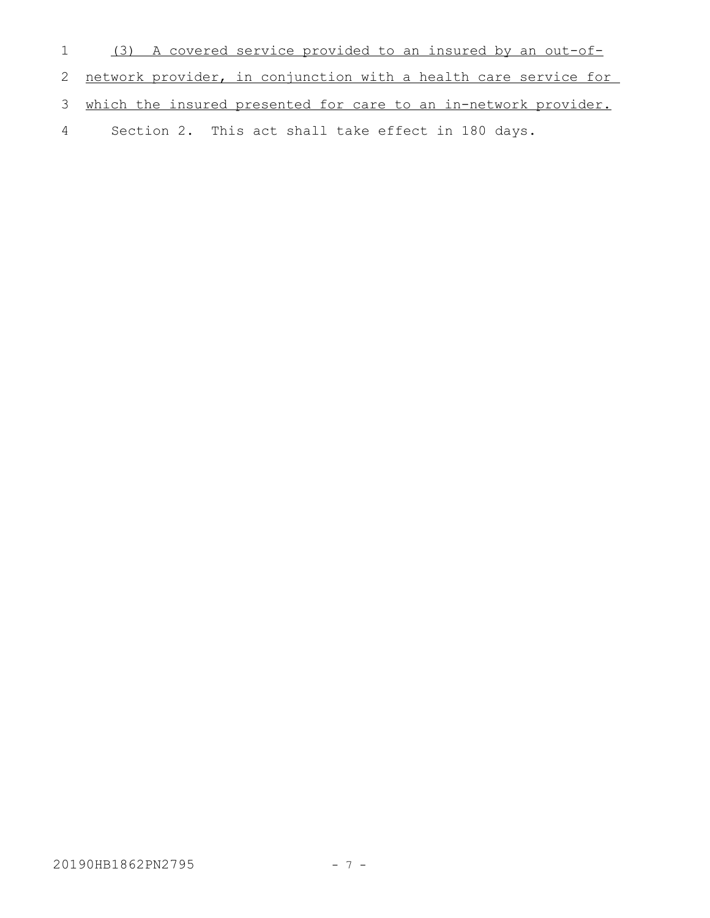(3) A covered service provided to an insured by an out-of-network provider, in conjunction with a health care service for which the insured presented for care to an in-network provider.

Section 2. This act shall take effect in 180 days.